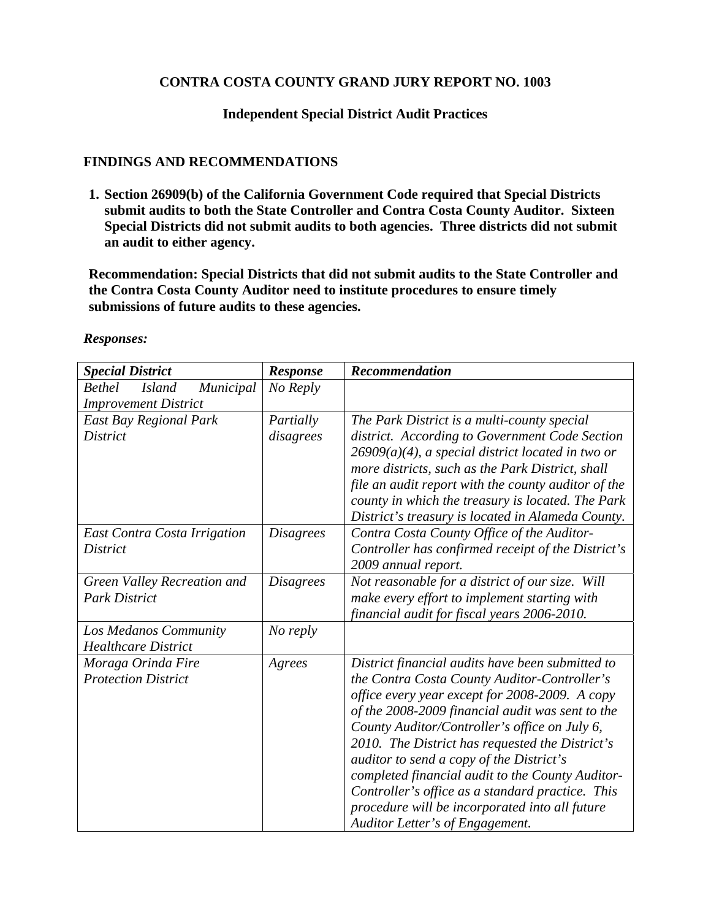# CONTRA COSTA COUNTY GRAND JURY REPORT NO. 1003

## Independent Special District Audit Practices

### FINDINGS AND RECOMMENDATIONS

1. **Section 26909(b) of the California Government Code required that Special Districts submit audits to both the State Controller and Contra Costa County Auditor. Sixteen Special Districts did not submit audits to both agencies. Three districts did not submit an audit to either agency.**

**Recommendation: Special Districts that did not submit audits to the State Controller and the Contra Costa County Auditor need to institute procedures to ensure timely submissions of future audits to these agencies.**

***Responses:***

| *Special District* | *Response* | *Recommendation* |
|---|---|---|
| *Bethel Island Municipal Improvement District* | *No Reply* | |
| *East Bay Regional Park District* | *Partially disagrees* | *The Park District is a multi-county special district. According to Government Code Section 26909(a)(4), a special district located in two or more districts, such as the Park District, shall file an audit report with the county auditor of the county in which the treasury is located. The Park District's treasury is located in Alameda County.* |
| *East Contra Costa Irrigation District* | *Disagrees* | *Contra Costa County Office of the Auditor-Controller has confirmed receipt of the District's 2009 annual report.* |
| *Green Valley Recreation and Park District* | *Disagrees* | *Not reasonable for a district of our size. Will make every effort to implement starting with financial audit for fiscal years 2006-2010.* |
| *Los Medanos Community Healthcare District* | *No reply* | |
| *Moraga Orinda Fire Protection District* | *Agrees* | *District financial audits have been submitted to the Contra Costa County Auditor-Controller's office every year except for 2008-2009. A copy of the 2008-2009 financial audit was sent to the County Auditor/Controller's office on July 6, 2010. The District has requested the District's auditor to send a copy of the District's completed financial audit to the County Auditor-Controller's office as a standard practice. This procedure will be incorporated into all future Auditor Letter's of Engagement.* |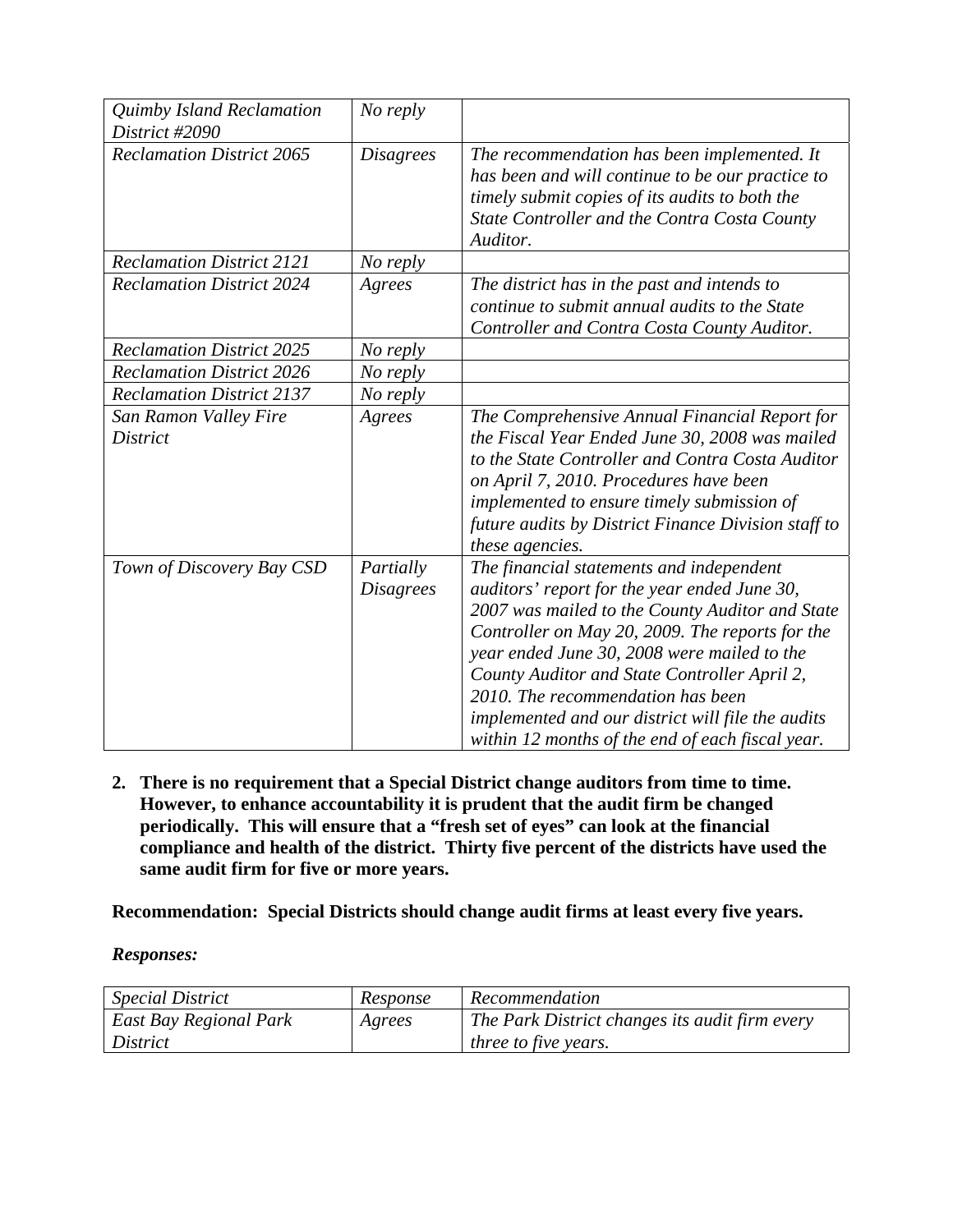| *Quimby Island Reclamation District #2090* | *No reply* | |
|---|---|---|
| *Reclamation District 2065* | *Disagrees* | *The recommendation has been implemented. It has been and will continue to be our practice to timely submit copies of its audits to both the State Controller and the Contra Costa County Auditor.* |
| *Reclamation District 2121* | *No reply* | |
| *Reclamation District 2024* | *Agrees* | *The district has in the past and intends to continue to submit annual audits to the State Controller and Contra Costa County Auditor.* |
| *Reclamation District 2025* | *No reply* | |
| *Reclamation District 2026* | *No reply* | |
| *Reclamation District 2137* | *No reply* | |
| *San Ramon Valley Fire District* | *Agrees* | *The Comprehensive Annual Financial Report for the Fiscal Year Ended June 30, 2008 was mailed to the State Controller and Contra Costa Auditor on April 7, 2010. Procedures have been implemented to ensure timely submission of future audits by District Finance Division staff to these agencies.* |
| *Town of Discovery Bay CSD* | *Partially Disagrees* | *The financial statements and independent auditors' report for the year ended June 30, 2007 was mailed to the County Auditor and State Controller on May 20, 2009. The reports for the year ended June 30, 2008 were mailed to the County Auditor and State Controller April 2, 2010. The recommendation has been implemented and our district will file the audits within 12 months of the end of each fiscal year.* |

2. **There is no requirement that a Special District change auditors from time to time. However, to enhance accountability it is prudent that the audit firm be changed periodically. This will ensure that a "fresh set of eyes" can look at the financial compliance and health of the district. Thirty five percent of the districts have used the same audit firm for five or more years.**

**Recommendation: Special Districts should change audit firms at least every five years.**

***Responses:***

| *Special District* | *Response* | *Recommendation* |
|---|---|---|
| *East Bay Regional Park District* | *Agrees* | *The Park District changes its audit firm every three to five years.* |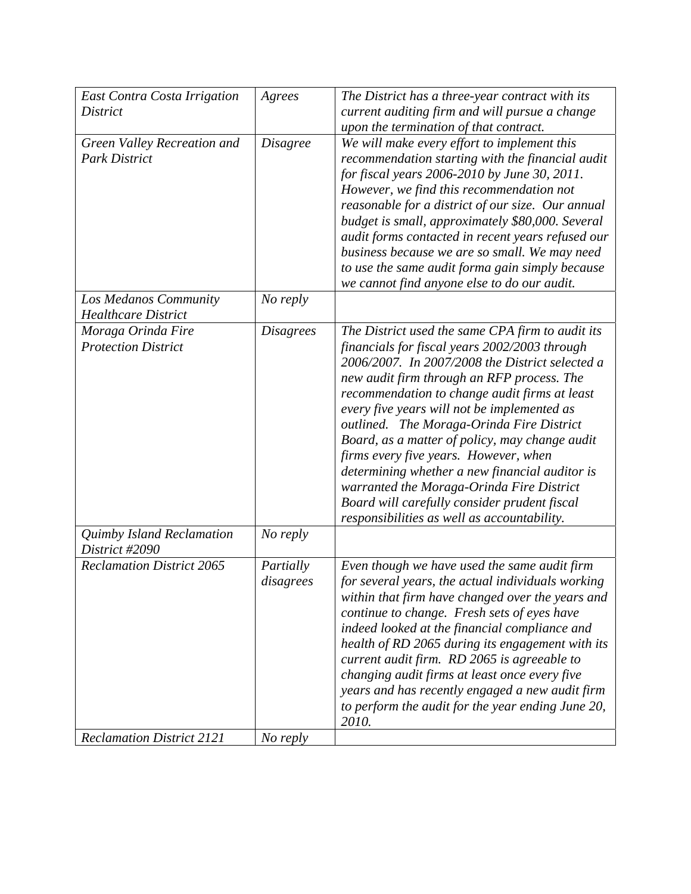| | | |
|---|---|---|
| *East Contra Costa Irrigation District* | *Agrees* | *The District has a three-year contract with its current auditing firm and will pursue a change upon the termination of that contract.* |
| *Green Valley Recreation and Park District* | *Disagree* | *We will make every effort to implement this recommendation starting with the financial audit for fiscal years 2006-2010 by June 30, 2011. However, we find this recommendation not reasonable for a district of our size. Our annual budget is small, approximately $80,000. Several audit forms contacted in recent years refused our business because we are so small. We may need to use the same audit forma gain simply because we cannot find anyone else to do our audit.* |
| *Los Medanos Community Healthcare District* | *No reply* | |
| *Moraga Orinda Fire Protection District* | *Disagrees* | *The District used the same CPA firm to audit its financials for fiscal years 2002/2003 through 2006/2007. In 2007/2008 the District selected a new audit firm through an RFP process. The recommendation to change audit firms at least every five years will not be implemented as outlined. The Moraga-Orinda Fire District Board, as a matter of policy, may change audit firms every five years. However, when determining whether a new financial auditor is warranted the Moraga-Orinda Fire District Board will carefully consider prudent fiscal responsibilities as well as accountability.* |
| *Quimby Island Reclamation District #2090* | *No reply* | |
| *Reclamation District 2065* | *Partially disagrees* | *Even though we have used the same audit firm for several years, the actual individuals working within that firm have changed over the years and continue to change. Fresh sets of eyes have indeed looked at the financial compliance and health of RD 2065 during its engagement with its current audit firm. RD 2065 is agreeable to changing audit firms at least once every five years and has recently engaged a new audit firm to perform the audit for the year ending June 20, 2010.* |
| *Reclamation District 2121* | *No reply* | |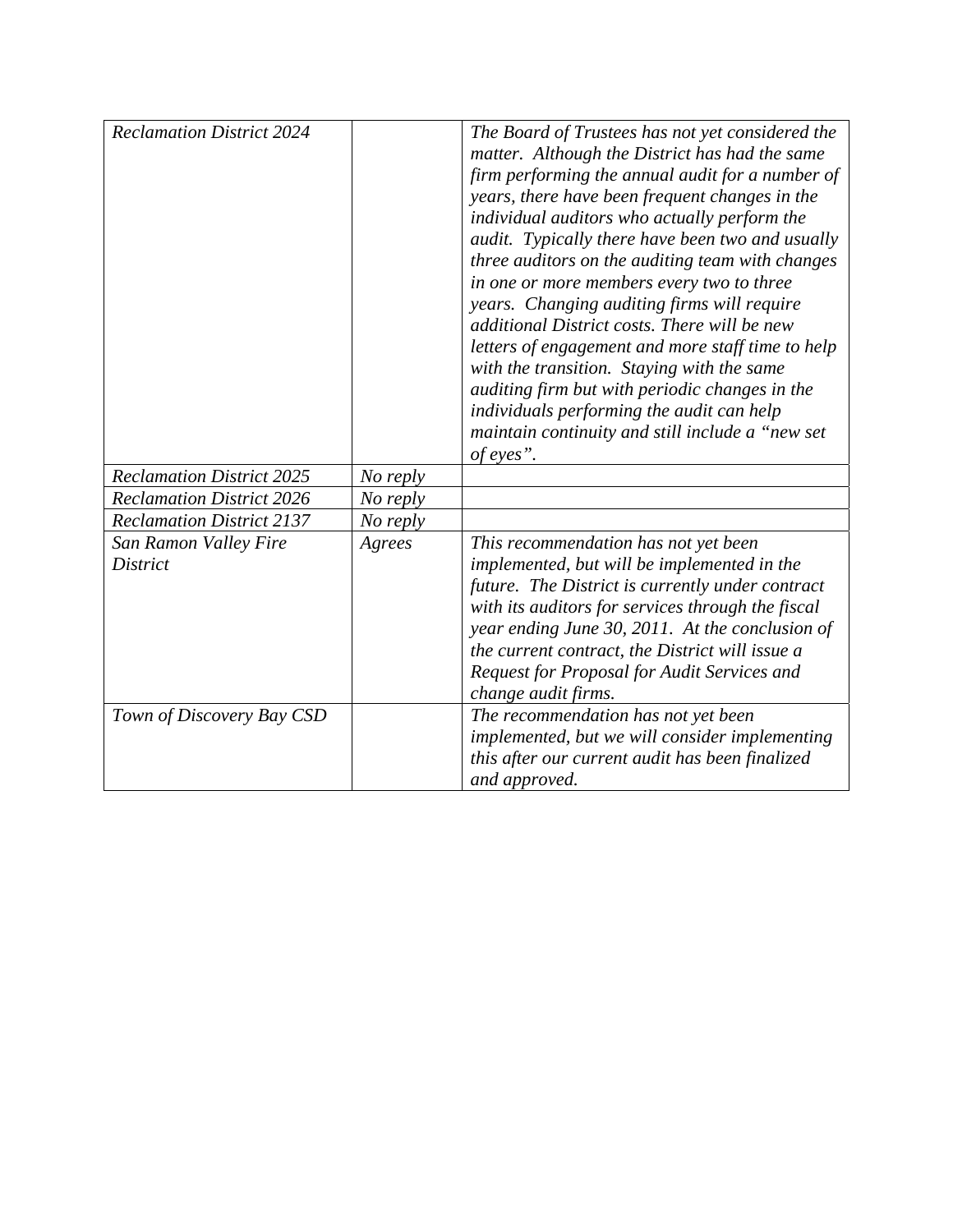| | | |
|---|---|---|
| *Reclamation District 2024* | | *The Board of Trustees has not yet considered the matter. Although the District has had the same firm performing the annual audit for a number of years, there have been frequent changes in the individual auditors who actually perform the audit. Typically there have been two and usually three auditors on the auditing team with changes in one or more members every two to three years. Changing auditing firms will require additional District costs. There will be new letters of engagement and more staff time to help with the transition. Staying with the same auditing firm but with periodic changes in the individuals performing the audit can help maintain continuity and still include a "new set of eyes".* |
| *Reclamation District 2025* | *No reply* | |
| *Reclamation District 2026* | *No reply* | |
| *Reclamation District 2137* | *No reply* | |
| *San Ramon Valley Fire District* | *Agrees* | *This recommendation has not yet been implemented, but will be implemented in the future. The District is currently under contract with its auditors for services through the fiscal year ending June 30, 2011. At the conclusion of the current contract, the District will issue a Request for Proposal for Audit Services and change audit firms.* |
| *Town of Discovery Bay CSD* | | *The recommendation has not yet been implemented, but we will consider implementing this after our current audit has been finalized and approved.* |